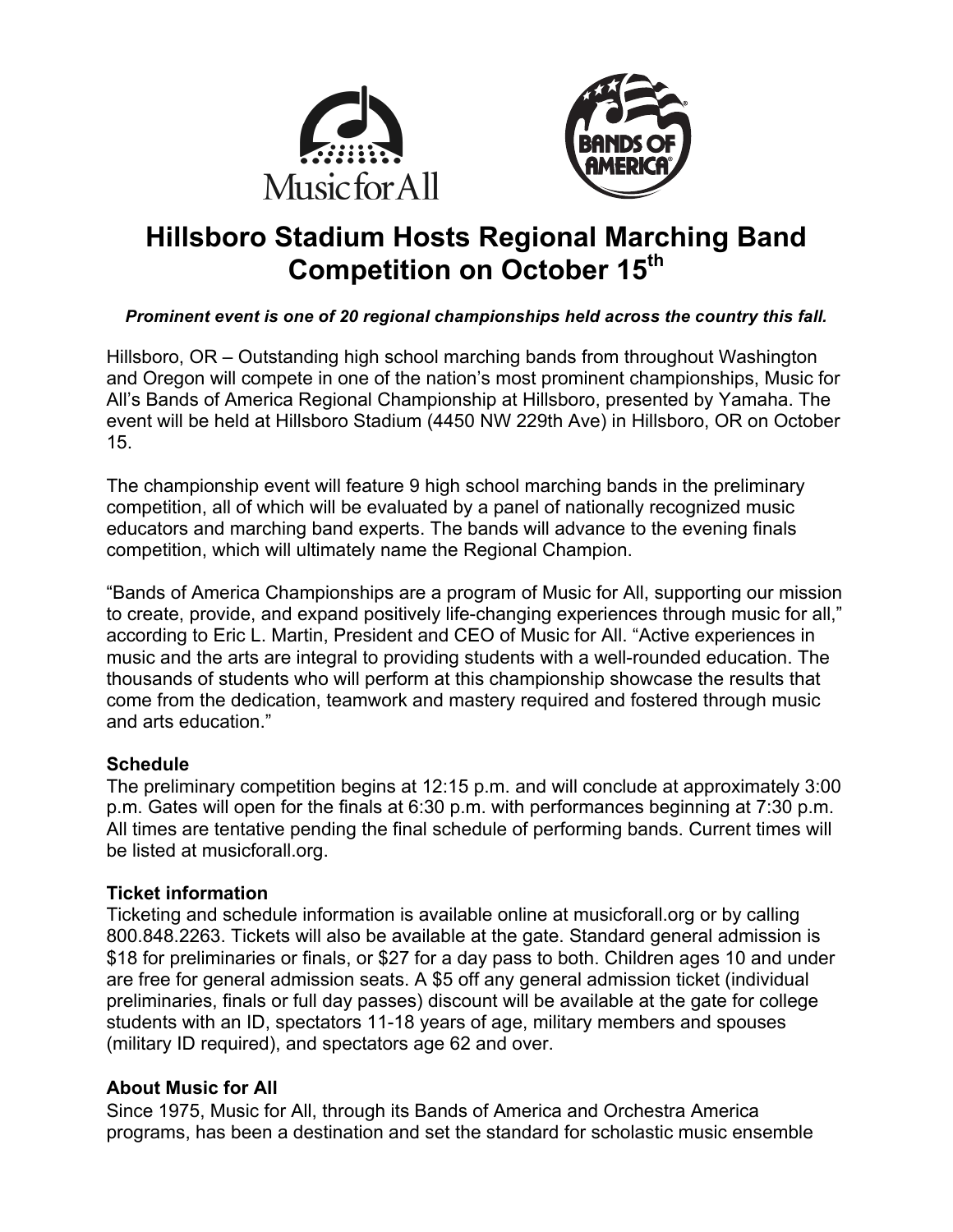# Hillsboro Stadium Hosts Regional Marching Band Competition on October 15th

***Prominent event is one of 20 regional championships held across the country this fall.***

Hillsboro, OR – Outstanding high school marching bands from throughout Washington and Oregon will compete in one of the nation's most prominent championships, Music for All's Bands of America Regional Championship at Hillsboro, presented by Yamaha. The event will be held at Hillsboro Stadium (4450 NW 229th Ave) in Hillsboro, OR on October 15.

The championship event will feature 9 high school marching bands in the preliminary competition, all of which will be evaluated by a panel of nationally recognized music educators and marching band experts. The bands will advance to the evening finals competition, which will ultimately name the Regional Champion.

"Bands of America Championships are a program of Music for All, supporting our mission to create, provide, and expand positively life-changing experiences through music for all," according to Eric L. Martin, President and CEO of Music for All. "Active experiences in music and the arts are integral to providing students with a well-rounded education. The thousands of students who will perform at this championship showcase the results that come from the dedication, teamwork and mastery required and fostered through music and arts education."

**Schedule**

The preliminary competition begins at 12:15 p.m. and will conclude at approximately 3:00 p.m. Gates will open for the finals at 6:30 p.m. with performances beginning at 7:30 p.m. All times are tentative pending the final schedule of performing bands. Current times will be listed at musicforall.org.

**Ticket information**

Ticketing and schedule information is available online at musicforall.org or by calling 800.848.2263. Tickets will also be available at the gate. Standard general admission is $18 for preliminaries or finals, or $27 for a day pass to both. Children ages 10 and under are free for general admission seats. A $5 off any general admission ticket (individual preliminaries, finals or full day passes) discount will be available at the gate for college students with an ID, spectators 11-18 years of age, military members and spouses (military ID required), and spectators age 62 and over.

**About Music for All**

Since 1975, Music for All, through its Bands of America and Orchestra America programs, has been a destination and set the standard for scholastic music ensemble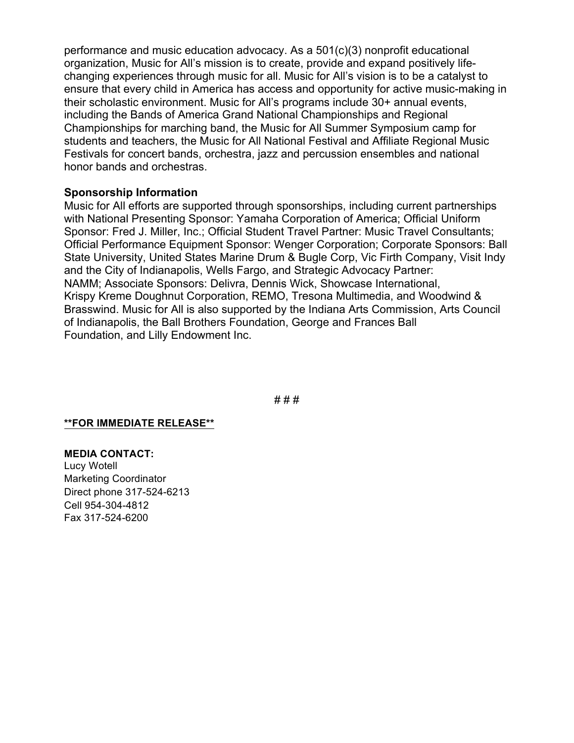performance and music education advocacy. As a 501(c)(3) nonprofit educational organization, Music for All's mission is to create, provide and expand positively life-changing experiences through music for all. Music for All's vision is to be a catalyst to ensure that every child in America has access and opportunity for active music-making in their scholastic environment. Music for All's programs include 30+ annual events, including the Bands of America Grand National Championships and Regional Championships for marching band, the Music for All Summer Symposium camp for students and teachers, the Music for All National Festival and Affiliate Regional Music Festivals for concert bands, orchestra, jazz and percussion ensembles and national honor bands and orchestras.

**Sponsorship Information**

Music for All efforts are supported through sponsorships, including current partnerships with National Presenting Sponsor: Yamaha Corporation of America; Official Uniform Sponsor: Fred J. Miller, Inc.; Official Student Travel Partner: Music Travel Consultants; Official Performance Equipment Sponsor: Wenger Corporation; Corporate Sponsors: Ball State University, United States Marine Drum & Bugle Corp, Vic Firth Company, Visit Indy and the City of Indianapolis, Wells Fargo, and Strategic Advocacy Partner: NAMM; Associate Sponsors: Delivra, Dennis Wick, Showcase International, Krispy Kreme Doughnut Corporation, REMO, Tresona Multimedia, and Woodwind & Brasswind. Music for All is also supported by the Indiana Arts Commission, Arts Council of Indianapolis, the Ball Brothers Foundation, George and Frances Ball Foundation, and Lilly Endowment Inc.

# # #

**<u>**FOR IMMEDIATE RELEASE**</u>**

**MEDIA CONTACT:**
Lucy Wotell
Marketing Coordinator
Direct phone 317-524-6213
Cell 954-304-4812
Fax 317-524-6200